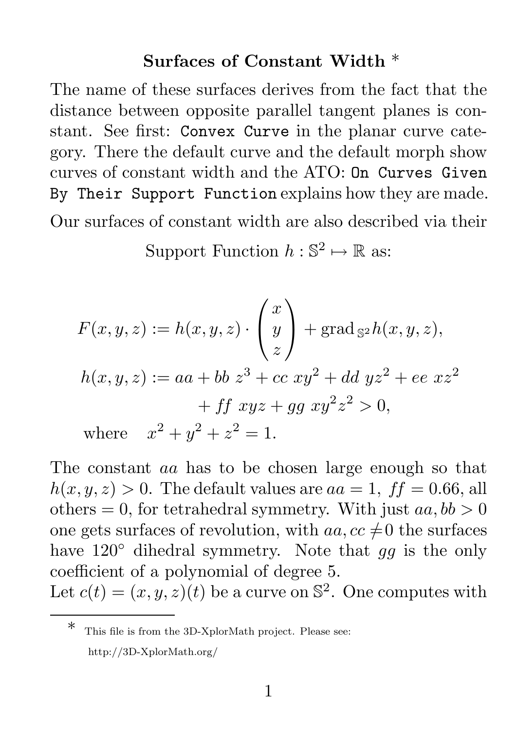# Surfaces of Constant Width *

The name of these surfaces derives from the fact that the distance between opposite parallel tangent planes is constant. See first: `Convex Curve` in the planar curve category. There the default curve and the default morph show curves of constant width and the ATO: `On Curves Given By Their Support Function` explains how they are made.

Our surfaces of constant width are also described via their

Support Function $h : \mathbb{S}^2 \mapsto \mathbb{R}$ as:

$$
\begin{aligned}
F(x,y,z) &:= h(x,y,z) \cdot \begin{pmatrix} x \\ y \\ z \end{pmatrix} + \operatorname{grad}_{\mathbb{S}^2} h(x,y,z), \\
h(x,y,z) &:= aa + bb\ z^3 + cc\ xy^2 + dd\ yz^2 + ee\ xz^2 \\
&\qquad + ff\ xyz + gg\ xy^2 z^2 > 0, \\
\text{where} \quad & x^2 + y^2 + z^2 = 1.
\end{aligned}
$$

The constant $aa$ has to be chosen large enough so that $h(x,y,z) > 0$. The default values are $aa = 1,\ ff = 0.66$, all others $= 0$, for tetrahedral symmetry. With just $aa, bb > 0$ one gets surfaces of revolution, with $aa, cc \neq 0$ the surfaces have $120°$ dihedral symmetry. Note that $gg$ is the only coefficient of a polynomial of degree 5.

Let $c(t) = (x,y,z)(t)$ be a curve on $\mathbb{S}^2$. One computes with

---

* This file is from the 3D-XplorMath project. Please see: http://3D-XplorMath.org/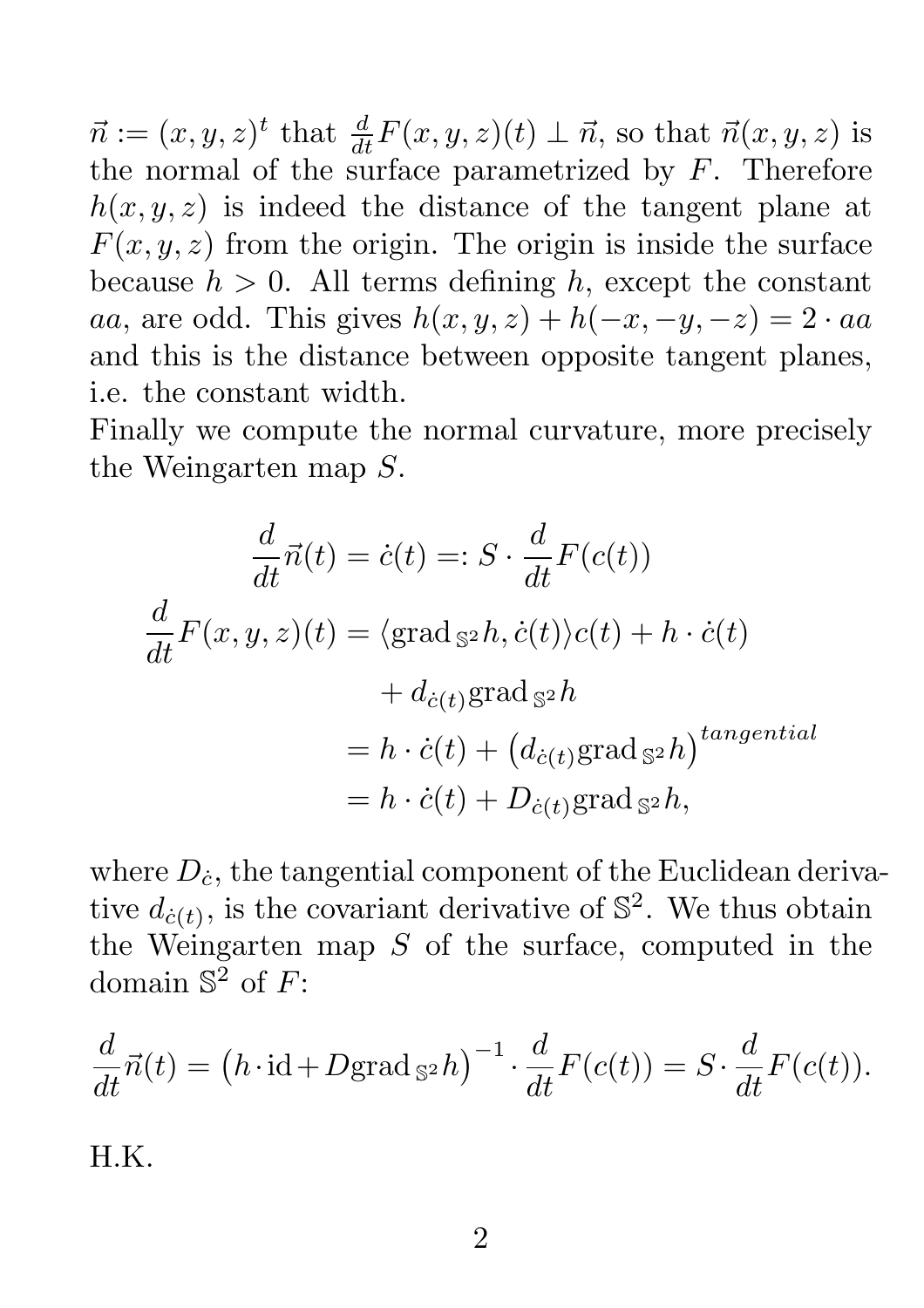$\vec{n} := (x, y, z)^t$ that $\frac{d}{dt}F(x, y, z)(t) \perp \vec{n}$, so that $\vec{n}(x, y, z)$ is the normal of the surface parametrized by $F$. Therefore $h(x, y, z)$ is indeed the distance of the tangent plane at $F(x, y, z)$ from the origin. The origin is inside the surface because $h > 0$. All terms defining $h$, except the constant $aa$, are odd. This gives $h(x, y, z) + h(-x, -y, -z) = 2 \cdot aa$ and this is the distance between opposite tangent planes, i.e. the constant width.

Finally we compute the normal curvature, more precisely the Weingarten map $S$.

$$
\begin{aligned}
\frac{d}{dt}\vec{n}(t) &= \dot{c}(t) =: S \cdot \frac{d}{dt}F(c(t)) \\
\frac{d}{dt}F(x, y, z)(t) &= \langle \operatorname{grad}_{\mathbb{S}^2} h, \dot{c}(t) \rangle c(t) + h \cdot \dot{c}(t) \\
&\quad + d_{\dot{c}(t)} \operatorname{grad}_{\mathbb{S}^2} h \\
&= h \cdot \dot{c}(t) + \left( d_{\dot{c}(t)} \operatorname{grad}_{\mathbb{S}^2} h \right)^{tangential} \\
&= h \cdot \dot{c}(t) + D_{\dot{c}(t)} \operatorname{grad}_{\mathbb{S}^2} h,
\end{aligned}
$$

where $D_{\dot{c}}$, the tangential component of the Euclidean derivative $d_{\dot{c}(t)}$, is the covariant derivative of $\mathbb{S}^2$. We thus obtain the Weingarten map $S$ of the surface, computed in the domain $\mathbb{S}^2$ of $F$:

$$
\frac{d}{dt}\vec{n}(t) = \left( h \cdot \mathrm{id} + D \operatorname{grad}_{\mathbb{S}^2} h \right)^{-1} \cdot \frac{d}{dt}F(c(t)) = S \cdot \frac{d}{dt}F(c(t)).
$$

H.K.